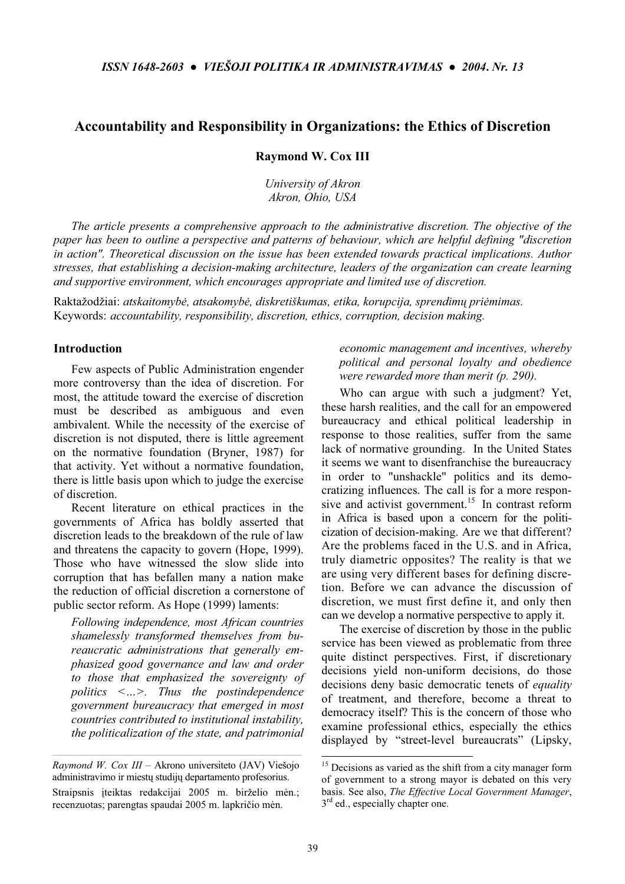# Accountability and Responsibility in Organizations: the Ethics of Discretion

**Raymond W. Cox III**

*University of Akron*
*Akron, Ohio, USA*

*The article presents a comprehensive approach to the administrative discretion. The objective of the paper has been to outline a perspective and patterns of behaviour, which are helpful defining "discretion in action". Theoretical discussion on the issue has been extended towards practical implications. Author stresses, that establishing a decision-making architecture, leaders of the organization can create learning and supportive environment, which encourages appropriate and limited use of discretion.*

Raktažodžiai: *atskaitomybė, atsakomybė, diskretiškumas, etika, korupcija, sprendimų priėmimas.*
Keywords: *accountability, responsibility, discretion, ethics, corruption, decision making.*

## Introduction

Few aspects of Public Administration engender more controversy than the idea of discretion. For most, the attitude toward the exercise of discretion must be described as ambiguous and even ambivalent. While the necessity of the exercise of discretion is not disputed, there is little agreement on the normative foundation (Bryner, 1987) for that activity. Yet without a normative foundation, there is little basis upon which to judge the exercise of discretion.

Recent literature on ethical practices in the governments of Africa has boldly asserted that discretion leads to the breakdown of the rule of law and threatens the capacity to govern (Hope, 1999). Those who have witnessed the slow slide into corruption that has befallen many a nation make the reduction of official discretion a cornerstone of public sector reform. As Hope (1999) laments:

> *Following independence, most African countries shamelessly transformed themselves from bureaucratic administrations that generally emphasized good governance and law and order to those that emphasized the sovereignty of politics <...>. Thus the postindependence government bureaucracy that emerged in most countries contributed to institutional instability, the politicalization of the state, and patrimonial economic management and incentives, whereby political and personal loyalty and obedience were rewarded more than merit (p. 290).*

Who can argue with such a judgment? Yet, these harsh realities, and the call for an empowered bureaucracy and ethical political leadership in response to those realities, suffer from the same lack of normative grounding. In the United States it seems we want to disenfranchise the bureaucracy in order to "unshackle" politics and its democratizing influences. The call is for a more responsive and activist government.[15] In contrast reform in Africa is based upon a concern for the politicization of decision-making. Are we that different? Are the problems faced in the U.S. and in Africa, truly diametric opposites? The reality is that we are using very different bases for defining discretion. Before we can advance the discussion of discretion, we must first define it, and only then can we develop a normative perspective to apply it.

The exercise of discretion by those in the public service has been viewed as problematic from three quite distinct perspectives. First, if discretionary decisions yield non-uniform decisions, do those decisions deny basic democratic tenets of *equality* of treatment, and therefore, become a threat to democracy itself? This is the concern of those who examine professional ethics, especially the ethics displayed by "street-level bureaucrats" (Lipsky,

---

*Raymond W. Cox III* – Akrono universiteto (JAV) Viešojo administravimo ir miestų studijų departamento profesorius.

Straipsnis įteiktas redakcijai 2005 m. birželio mėn.; recenzuotas; parengtas spaudai 2005 m. lapkričio mėn.

[15] Decisions as varied as the shift from a city manager form of government to a strong mayor is debated on this very basis. See also, *The Effective Local Government Manager*, 3rd ed., especially chapter one.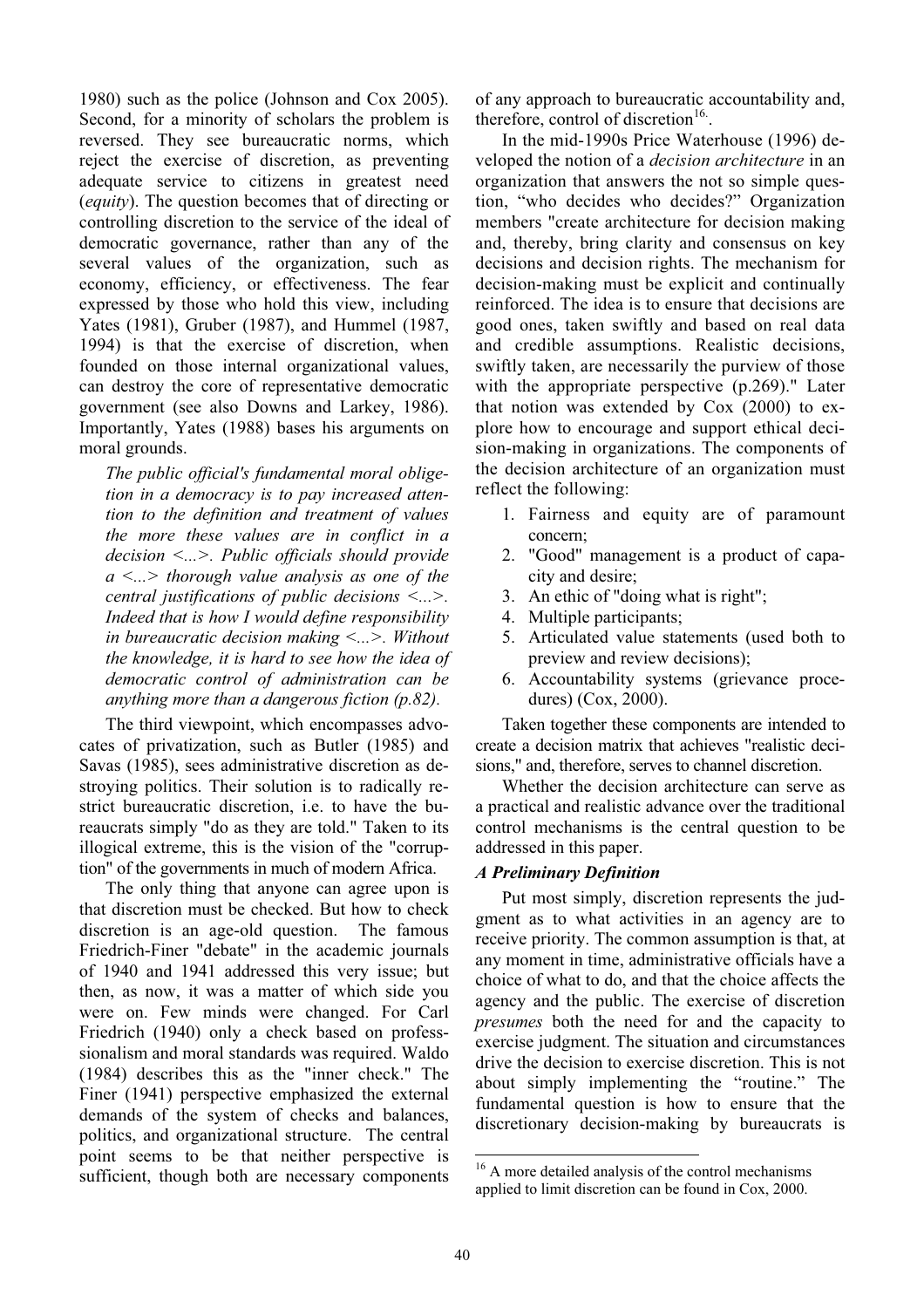1980) such as the police (Johnson and Cox 2005). Second, for a minority of scholars the problem is reversed. They see bureaucratic norms, which reject the exercise of discretion, as preventing adequate service to citizens in greatest need (*equity*). The question becomes that of directing or controlling discretion to the service of the ideal of democratic governance, rather than any of the several values of the organization, such as economy, efficiency, or effectiveness. The fear expressed by those who hold this view, including Yates (1981), Gruber (1987), and Hummel (1987, 1994) is that the exercise of discretion, when founded on those internal organizational values, can destroy the core of representative democratic government (see also Downs and Larkey, 1986). Importantly, Yates (1988) bases his arguments on moral grounds.

> *The public official's fundamental moral obligetion in a democracy is to pay increased attention to the definition and treatment of values the more these values are in conflict in a decision <...>. Public officials should provide a <...> thorough value analysis as one of the central justifications of public decisions <...>. Indeed that is how I would define responsibility in bureaucratic decision making <...>. Without the knowledge, it is hard to see how the idea of democratic control of administration can be anything more than a dangerous fiction (p.82).*

The third viewpoint, which encompasses advocates of privatization, such as Butler (1985) and Savas (1985), sees administrative discretion as destroying politics. Their solution is to radically restrict bureaucratic discretion, i.e. to have the bureaucrats simply "do as they are told." Taken to its illogical extreme, this is the vision of the "corruption" of the governments in much of modern Africa.

The only thing that anyone can agree upon is that discretion must be checked. But how to check discretion is an age-old question. The famous Friedrich-Finer "debate" in the academic journals of 1940 and 1941 addressed this very issue; but then, as now, it was a matter of which side you were on. Few minds were changed. For Carl Friedrich (1940) only a check based on professsionalism and moral standards was required. Waldo (1984) describes this as the "inner check." The Finer (1941) perspective emphasized the external demands of the system of checks and balances, politics, and organizational structure. The central point seems to be that neither perspective is sufficient, though both are necessary components of any approach to bureaucratic accountability and, therefore, control of discretion[16].

In the mid-1990s Price Waterhouse (1996) developed the notion of a *decision architecture* in an organization that answers the not so simple question, "who decides who decides?" Organization members "create architecture for decision making and, thereby, bring clarity and consensus on key decisions and decision rights. The mechanism for decision-making must be explicit and continually reinforced. The idea is to ensure that decisions are good ones, taken swiftly and based on real data and credible assumptions. Realistic decisions, swiftly taken, are necessarily the purview of those with the appropriate perspective (p.269)." Later that notion was extended by Cox (2000) to explore how to encourage and support ethical decision-making in organizations. The components of the decision architecture of an organization must reflect the following:

1. Fairness and equity are of paramount concern;
2. "Good" management is a product of capacity and desire;
3. An ethic of "doing what is right";
4. Multiple participants;
5. Articulated value statements (used both to preview and review decisions);
6. Accountability systems (grievance procedures) (Cox, 2000).

Taken together these components are intended to create a decision matrix that achieves "realistic decisions," and, therefore, serves to channel discretion.

Whether the decision architecture can serve as a practical and realistic advance over the traditional control mechanisms is the central question to be addressed in this paper.

### *A Preliminary Definition*

Put most simply, discretion represents the judgment as to what activities in an agency are to receive priority. The common assumption is that, at any moment in time, administrative officials have a choice of what to do, and that the choice affects the agency and the public. The exercise of discretion *presumes* both the need for and the capacity to exercise judgment. The situation and circumstances drive the decision to exercise discretion. This is not about simply implementing the "routine." The fundamental question is how to ensure that the discretionary decision-making by bureaucrats is

[16] A more detailed analysis of the control mechanisms applied to limit discretion can be found in Cox, 2000.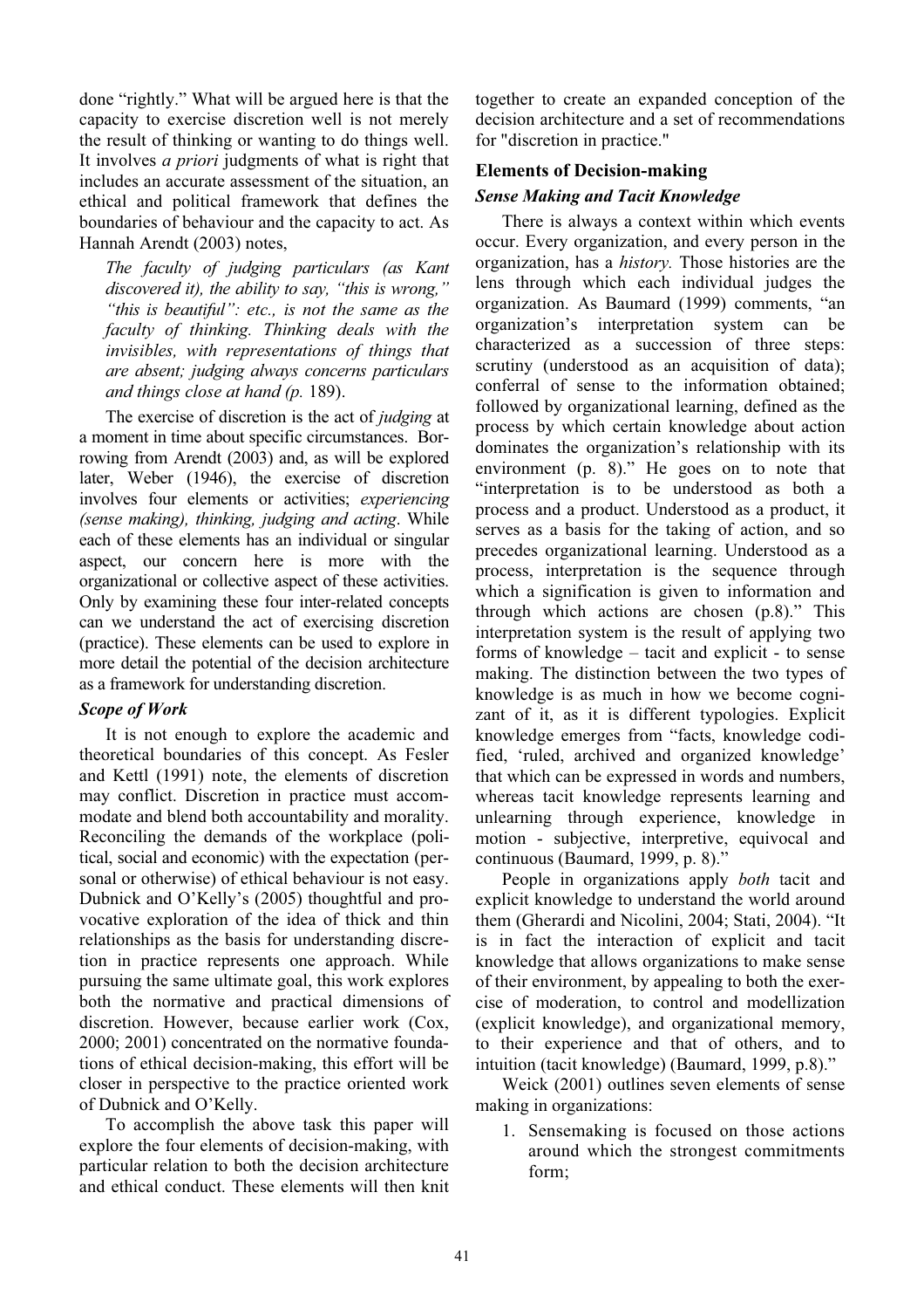done "rightly." What will be argued here is that the capacity to exercise discretion well is not merely the result of thinking or wanting to do things well. It involves *a priori* judgments of what is right that includes an accurate assessment of the situation, an ethical and political framework that defines the boundaries of behaviour and the capacity to act. As Hannah Arendt (2003) notes,

> *The faculty of judging particulars (as Kant discovered it), the ability to say, "this is wrong," "this is beautiful": etc., is not the same as the faculty of thinking. Thinking deals with the invisibles, with representations of things that are absent; judging always concerns particulars and things close at hand (p.* 189).

The exercise of discretion is the act of *judging* at a moment in time about specific circumstances. Borrowing from Arendt (2003) and, as will be explored later, Weber (1946), the exercise of discretion involves four elements or activities; *experiencing (sense making), thinking, judging and acting*. While each of these elements has an individual or singular aspect, our concern here is more with the organizational or collective aspect of these activities. Only by examining these four inter-related concepts can we understand the act of exercising discretion (practice). These elements can be used to explore in more detail the potential of the decision architecture as a framework for understanding discretion.

### *Scope of Work*

It is not enough to explore the academic and theoretical boundaries of this concept. As Fesler and Kettl (1991) note, the elements of discretion may conflict. Discretion in practice must accommodate and blend both accountability and morality. Reconciling the demands of the workplace (political, social and economic) with the expectation (personal or otherwise) of ethical behaviour is not easy. Dubnick and O'Kelly's (2005) thoughtful and provocative exploration of the idea of thick and thin relationships as the basis for understanding discretion in practice represents one approach. While pursuing the same ultimate goal, this work explores both the normative and practical dimensions of discretion. However, because earlier work (Cox, 2000; 2001) concentrated on the normative foundations of ethical decision-making, this effort will be closer in perspective to the practice oriented work of Dubnick and O'Kelly.

To accomplish the above task this paper will explore the four elements of decision-making, with particular relation to both the decision architecture and ethical conduct. These elements will then knit together to create an expanded conception of the decision architecture and a set of recommendations for "discretion in practice."

## Elements of Decision-making

### *Sense Making and Tacit Knowledge*

There is always a context within which events occur. Every organization, and every person in the organization, has a *history.* Those histories are the lens through which each individual judges the organization. As Baumard (1999) comments, "an organization's interpretation system can be characterized as a succession of three steps: scrutiny (understood as an acquisition of data); conferral of sense to the information obtained; followed by organizational learning, defined as the process by which certain knowledge about action dominates the organization's relationship with its environment (p. 8)." He goes on to note that "interpretation is to be understood as both a process and a product. Understood as a product, it serves as a basis for the taking of action, and so precedes organizational learning. Understood as a process, interpretation is the sequence through which a signification is given to information and through which actions are chosen (p.8)." This interpretation system is the result of applying two forms of knowledge – tacit and explicit - to sense making. The distinction between the two types of knowledge is as much in how we become cognizant of it, as it is different typologies. Explicit knowledge emerges from "facts, knowledge codified, 'ruled, archived and organized knowledge' that which can be expressed in words and numbers, whereas tacit knowledge represents learning and unlearning through experience, knowledge in motion - subjective, interpretive, equivocal and continuous (Baumard, 1999, p. 8)."

People in organizations apply *both* tacit and explicit knowledge to understand the world around them (Gherardi and Nicolini, 2004; Stati, 2004). "It is in fact the interaction of explicit and tacit knowledge that allows organizations to make sense of their environment, by appealing to both the exercise of moderation, to control and modellization (explicit knowledge), and organizational memory, to their experience and that of others, and to intuition (tacit knowledge) (Baumard, 1999, p.8)."

Weick (2001) outlines seven elements of sense making in organizations:

1. Sensemaking is focused on those actions around which the strongest commitments form;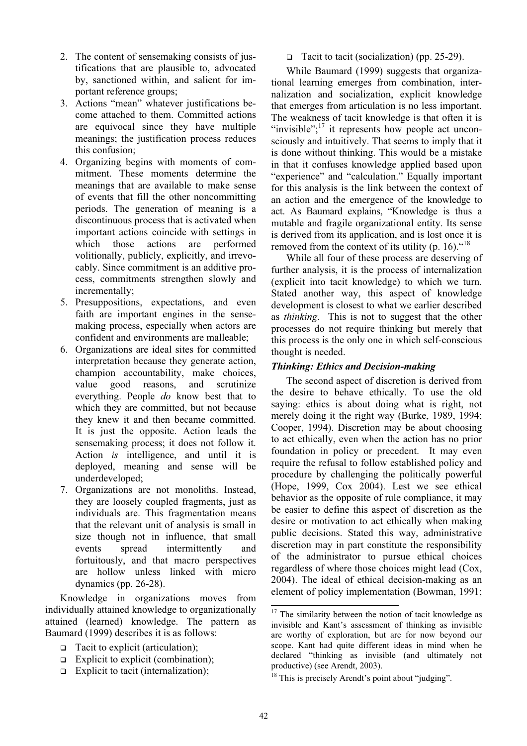2. The content of sensemaking consists of justifications that are plausible to, advocated by, sanctioned within, and salient for important reference groups;
3. Actions "mean" whatever justifications become attached to them. Committed actions are equivocal since they have multiple meanings; the justification process reduces this confusion;
4. Organizing begins with moments of commitment. These moments determine the meanings that are available to make sense of events that fill the other noncommitting periods. The generation of meaning is a discontinuous process that is activated when important actions coincide with settings in which those actions are performed volitionally, publicly, explicitly, and irrevocably. Since commitment is an additive process, commitments strengthen slowly and incrementally;
5. Presuppositions, expectations, and even faith are important engines in the sensemaking process, especially when actors are confident and environments are malleable;
6. Organizations are ideal sites for committed interpretation because they generate action, champion accountability, make choices, value good reasons, and scrutinize everything. People *do* know best that to which they are committed, but not because they knew it and then became committed. It is just the opposite. Action leads the sensemaking process; it does not follow it. Action *is* intelligence, and until it is deployed, meaning and sense will be underdeveloped;
7. Organizations are not monoliths. Instead, they are loosely coupled fragments, just as individuals are. This fragmentation means that the relevant unit of analysis is small in size though not in influence, that small events spread intermittently and fortuitously, and that macro perspectives are hollow unless linked with micro dynamics (pp. 26-28).

Knowledge in organizations moves from individually attained knowledge to organizationally attained (learned) knowledge. The pattern as Baumard (1999) describes it is as follows:

- Tacit to explicit (articulation);
- Explicit to explicit (combination);
- Explicit to tacit (internalization);
- Tacit to tacit (socialization) (pp. 25-29).

While Baumard (1999) suggests that organizational learning emerges from combination, internalization and socialization, explicit knowledge that emerges from articulation is no less important. The weakness of tacit knowledge is that often it is "invisible";[17] it represents how people act unconsciously and intuitively. That seems to imply that it is done without thinking. This would be a mistake in that it confuses knowledge applied based upon "experience" and "calculation." Equally important for this analysis is the link between the context of an action and the emergence of the knowledge to act. As Baumard explains, "Knowledge is thus a mutable and fragile organizational entity. Its sense is derived from its application, and is lost once it is removed from the context of its utility (p. 16)."[18]

While all four of these process are deserving of further analysis, it is the process of internalization (explicit into tacit knowledge) to which we turn. Stated another way, this aspect of knowledge development is closest to what we earlier described as *thinking*. This is not to suggest that the other processes do not require thinking but merely that this process is the only one in which self-conscious thought is needed.

### *Thinking: Ethics and Decision-making*

The second aspect of discretion is derived from the desire to behave ethically. To use the old saying: ethics is about doing what is right, not merely doing it the right way (Burke, 1989, 1994; Cooper, 1994). Discretion may be about choosing to act ethically, even when the action has no prior foundation in policy or precedent. It may even require the refusal to follow established policy and procedure by challenging the politically powerful (Hope, 1999, Cox 2004). Lest we see ethical behavior as the opposite of rule compliance, it may be easier to define this aspect of discretion as the desire or motivation to act ethically when making public decisions. Stated this way, administrative discretion may in part constitute the responsibility of the administrator to pursue ethical choices regardless of where those choices might lead (Cox, 2004). The ideal of ethical decision-making as an element of policy implementation (Bowman, 1991;

---

[17] The similarity between the notion of tacit knowledge as invisible and Kant's assessment of thinking as invisible are worthy of exploration, but are for now beyond our scope. Kant had quite different ideas in mind when he declared "thinking as invisible (and ultimately not productive) (see Arendt, 2003).

[18] This is precisely Arendt's point about "judging".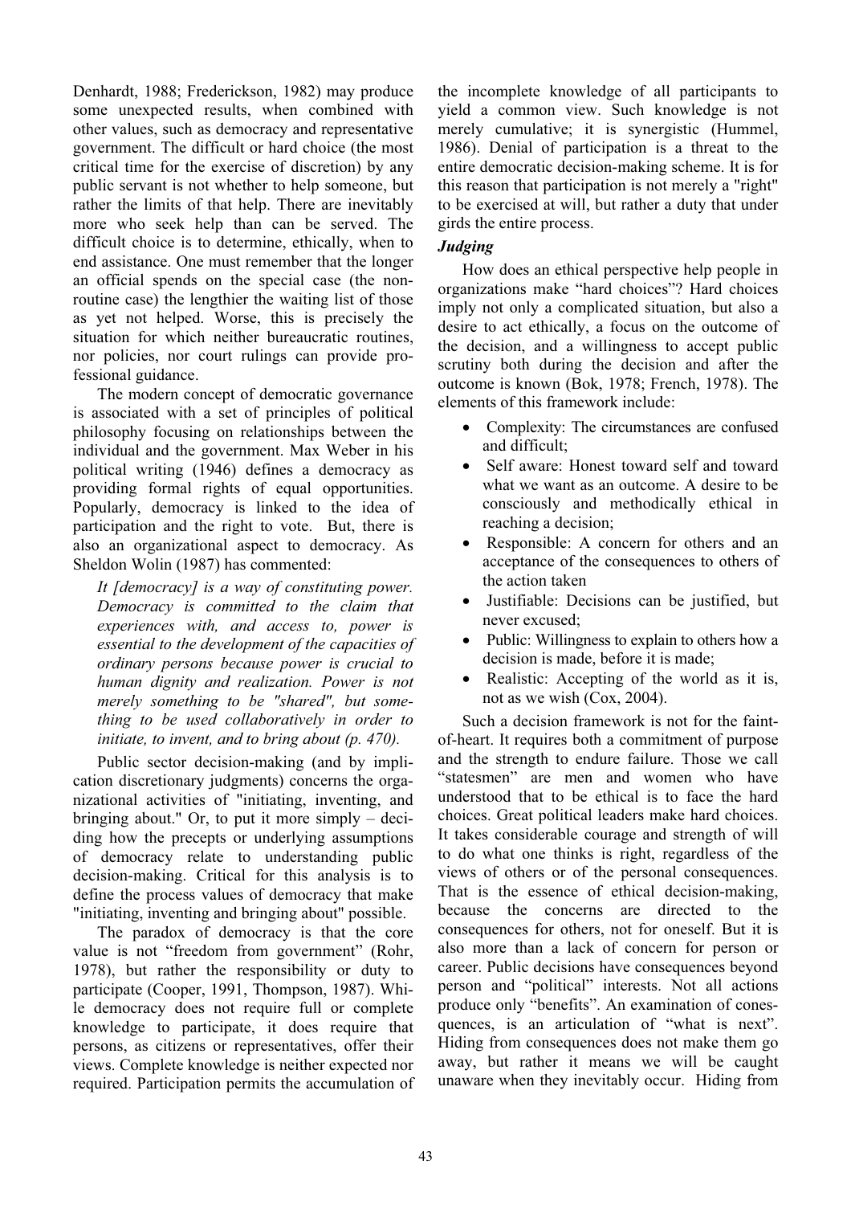Denhardt, 1988; Frederickson, 1982) may produce some unexpected results, when combined with other values, such as democracy and representative government. The difficult or hard choice (the most critical time for the exercise of discretion) by any public servant is not whether to help someone, but rather the limits of that help. There are inevitably more who seek help than can be served. The difficult choice is to determine, ethically, when to end assistance. One must remember that the longer an official spends on the special case (the non-routine case) the lengthier the waiting list of those as yet not helped. Worse, this is precisely the situation for which neither bureaucratic routines, nor policies, nor court rulings can provide professional guidance.

The modern concept of democratic governance is associated with a set of principles of political philosophy focusing on relationships between the individual and the government. Max Weber in his political writing (1946) defines a democracy as providing formal rights of equal opportunities. Popularly, democracy is linked to the idea of participation and the right to vote. But, there is also an organizational aspect to democracy. As Sheldon Wolin (1987) has commented:

> *It [democracy] is a way of constituting power. Democracy is committed to the claim that experiences with, and access to, power is essential to the development of the capacities of ordinary persons because power is crucial to human dignity and realization. Power is not merely something to be "shared", but something to be used collaboratively in order to initiate, to invent, and to bring about (p. 470).*

Public sector decision-making (and by implication discretionary judgments) concerns the organizational activities of "initiating, inventing, and bringing about." Or, to put it more simply – deciding how the precepts or underlying assumptions of democracy relate to understanding public decision-making. Critical for this analysis is to define the process values of democracy that make "initiating, inventing and bringing about" possible.

The paradox of democracy is that the core value is not "freedom from government" (Rohr, 1978), but rather the responsibility or duty to participate (Cooper, 1991, Thompson, 1987). While democracy does not require full or complete knowledge to participate, it does require that persons, as citizens or representatives, offer their views. Complete knowledge is neither expected nor required. Participation permits the accumulation of the incomplete knowledge of all participants to yield a common view. Such knowledge is not merely cumulative; it is synergistic (Hummel, 1986). Denial of participation is a threat to the entire democratic decision-making scheme. It is for this reason that participation is not merely a "right" to be exercised at will, but rather a duty that under girds the entire process.

### *Judging*

How does an ethical perspective help people in organizations make "hard choices"? Hard choices imply not only a complicated situation, but also a desire to act ethically, a focus on the outcome of the decision, and a willingness to accept public scrutiny both during the decision and after the outcome is known (Bok, 1978; French, 1978). The elements of this framework include:

- Complexity: The circumstances are confused and difficult;
- Self aware: Honest toward self and toward what we want as an outcome. A desire to be consciously and methodically ethical in reaching a decision;
- Responsible: A concern for others and an acceptance of the consequences to others of the action taken
- Justifiable: Decisions can be justified, but never excused;
- Public: Willingness to explain to others how a decision is made, before it is made;
- Realistic: Accepting of the world as it is, not as we wish (Cox, 2004).

Such a decision framework is not for the faint-of-heart. It requires both a commitment of purpose and the strength to endure failure. Those we call "statesmen" are men and women who have understood that to be ethical is to face the hard choices. Great political leaders make hard choices. It takes considerable courage and strength of will to do what one thinks is right, regardless of the views of others or of the personal consequences. That is the essence of ethical decision-making, because the concerns are directed to the consequences for others, not for oneself. But it is also more than a lack of concern for person or career. Public decisions have consequences beyond person and "political" interests. Not all actions produce only "benefits". An examination of consequences, is an articulation of "what is next". Hiding from consequences does not make them go away, but rather it means we will be caught unaware when they inevitably occur. Hiding from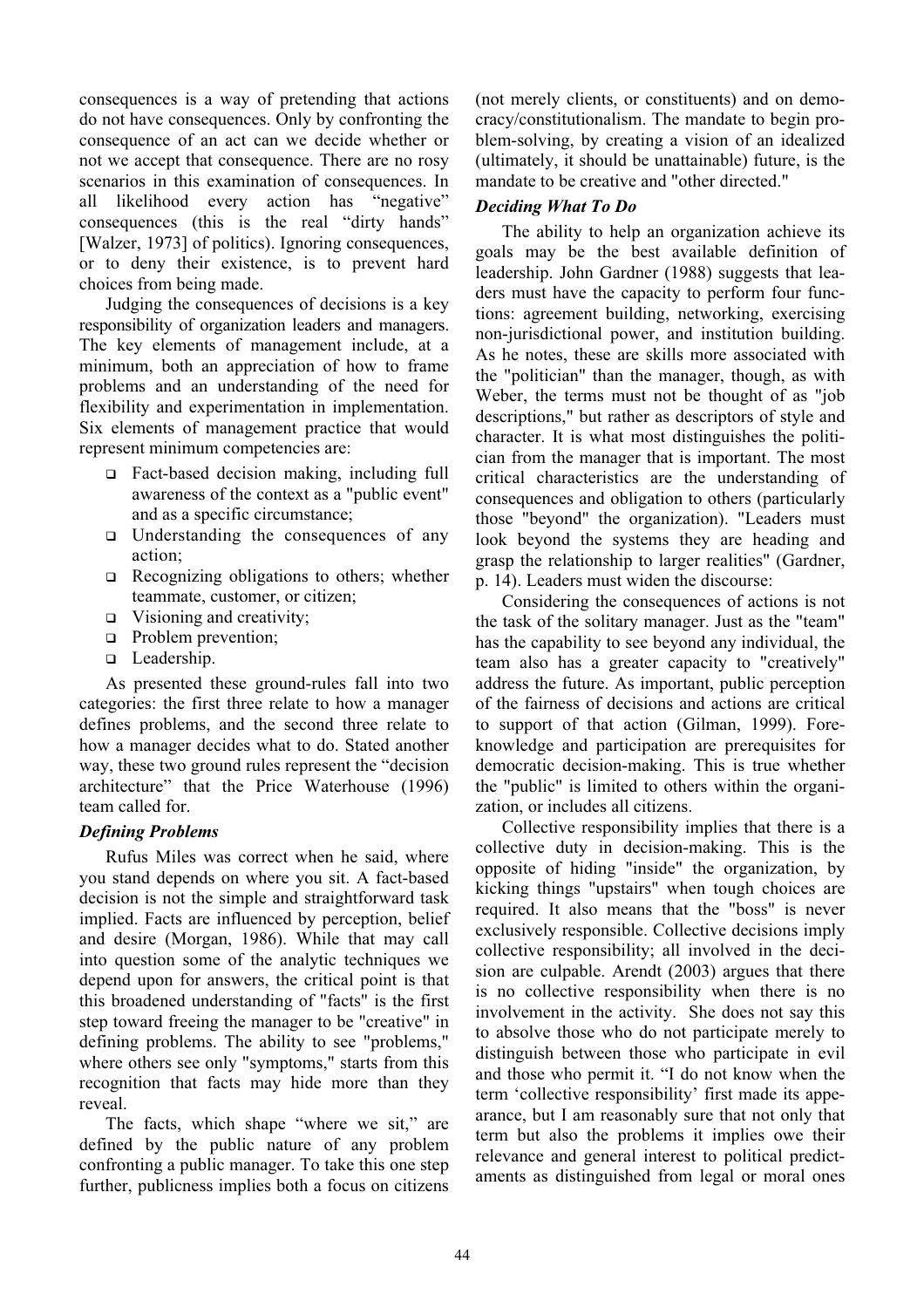consequences is a way of pretending that actions do not have consequences. Only by confronting the consequence of an act can we decide whether or not we accept that consequence. There are no rosy scenarios in this examination of consequences. In all likelihood every action has "negative" consequences (this is the real "dirty hands" [Walzer, 1973] of politics). Ignoring consequences, or to deny their existence, is to prevent hard choices from being made.

Judging the consequences of decisions is a key responsibility of organization leaders and managers. The key elements of management include, at a minimum, both an appreciation of how to frame problems and an understanding of the need for flexibility and experimentation in implementation. Six elements of management practice that would represent minimum competencies are:

- Fact-based decision making, including full awareness of the context as a "public event" and as a specific circumstance;
- Understanding the consequences of any action;
- Recognizing obligations to others; whether teammate, customer, or citizen;
- Visioning and creativity;
- Problem prevention;
- Leadership.

As presented these ground-rules fall into two categories: the first three relate to how a manager defines problems, and the second three relate to how a manager decides what to do. Stated another way, these two ground rules represent the "decision architecture" that the Price Waterhouse (1996) team called for.

### *Defining Problems*

Rufus Miles was correct when he said, where you stand depends on where you sit. A fact-based decision is not the simple and straightforward task implied. Facts are influenced by perception, belief and desire (Morgan, 1986). While that may call into question some of the analytic techniques we depend upon for answers, the critical point is that this broadened understanding of "facts" is the first step toward freeing the manager to be "creative" in defining problems. The ability to see "problems," where others see only "symptoms," starts from this recognition that facts may hide more than they reveal.

The facts, which shape "where we sit," are defined by the public nature of any problem confronting a public manager. To take this one step further, publicness implies both a focus on citizens (not merely clients, or constituents) and on democracy/constitutionalism. The mandate to begin problem-solving, by creating a vision of an idealized (ultimately, it should be unattainable) future, is the mandate to be creative and "other directed."

### *Deciding What To Do*

The ability to help an organization achieve its goals may be the best available definition of leadership. John Gardner (1988) suggests that leaders must have the capacity to perform four functions: agreement building, networking, exercising non-jurisdictional power, and institution building. As he notes, these are skills more associated with the "politician" than the manager, though, as with Weber, the terms must not be thought of as "job descriptions," but rather as descriptors of style and character. It is what most distinguishes the politician from the manager that is important. The most critical characteristics are the understanding of consequences and obligation to others (particularly those "beyond" the organization). "Leaders must look beyond the systems they are heading and grasp the relationship to larger realities" (Gardner, p. 14). Leaders must widen the discourse:

Considering the consequences of actions is not the task of the solitary manager. Just as the "team" has the capability to see beyond any individual, the team also has a greater capacity to "creatively" address the future. As important, public perception of the fairness of decisions and actions are critical to support of that action (Gilman, 1999). Foreknowledge and participation are prerequisites for democratic decision-making. This is true whether the "public" is limited to others within the organization, or includes all citizens.

Collective responsibility implies that there is a collective duty in decision-making. This is the opposite of hiding "inside" the organization, by kicking things "upstairs" when tough choices are required. It also means that the "boss" is never exclusively responsible. Collective decisions imply collective responsibility; all involved in the decision are culpable. Arendt (2003) argues that there is no collective responsibility when there is no involvement in the activity. She does not say this to absolve those who do not participate merely to distinguish between those who participate in evil and those who permit it. "I do not know when the term 'collective responsibility' first made its appearance, but I am reasonably sure that not only that term but also the problems it implies owe their relevance and general interest to political predictaments as distinguished from legal or moral ones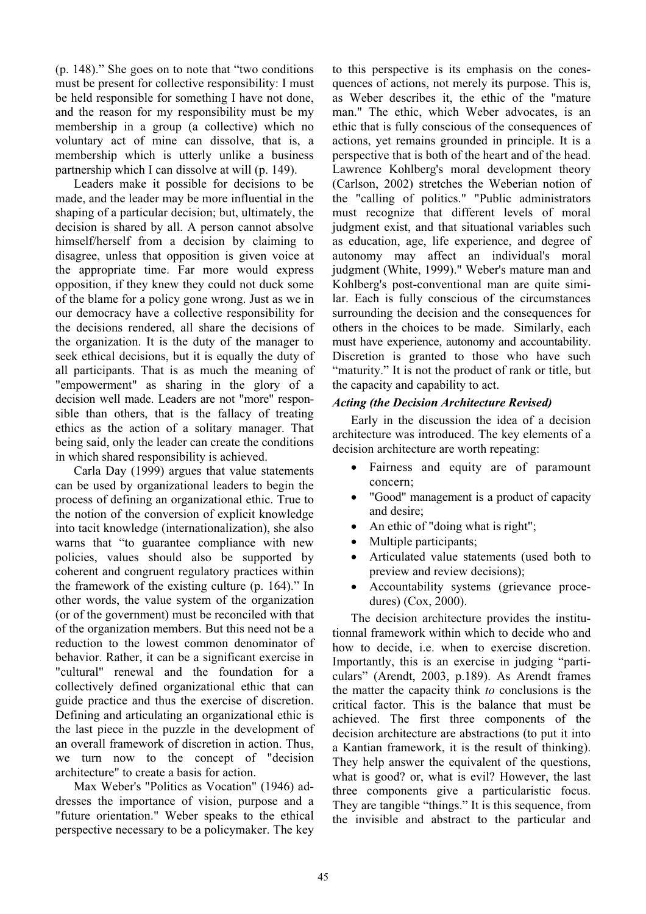(p. 148)." She goes on to note that "two conditions must be present for collective responsibility: I must be held responsible for something I have not done, and the reason for my responsibility must be my membership in a group (a collective) which no voluntary act of mine can dissolve, that is, a membership which is utterly unlike a business partnership which I can dissolve at will (p. 149).

Leaders make it possible for decisions to be made, and the leader may be more influential in the shaping of a particular decision; but, ultimately, the decision is shared by all. A person cannot absolve himself/herself from a decision by claiming to disagree, unless that opposition is given voice at the appropriate time. Far more would express opposition, if they knew they could not duck some of the blame for a policy gone wrong. Just as we in our democracy have a collective responsibility for the decisions rendered, all share the decisions of the organization. It is the duty of the manager to seek ethical decisions, but it is equally the duty of all participants. That is as much the meaning of "empowerment" as sharing in the glory of a decision well made. Leaders are not "more" responsible than others, that is the fallacy of treating ethics as the action of a solitary manager. That being said, only the leader can create the conditions in which shared responsibility is achieved.

Carla Day (1999) argues that value statements can be used by organizational leaders to begin the process of defining an organizational ethic. True to the notion of the conversion of explicit knowledge into tacit knowledge (internationalization), she also warns that "to guarantee compliance with new policies, values should also be supported by coherent and congruent regulatory practices within the framework of the existing culture (p. 164)." In other words, the value system of the organization (or of the government) must be reconciled with that of the organization members. But this need not be a reduction to the lowest common denominator of behavior. Rather, it can be a significant exercise in "cultural" renewal and the foundation for a collectively defined organizational ethic that can guide practice and thus the exercise of discretion. Defining and articulating an organizational ethic is the last piece in the puzzle in the development of an overall framework of discretion in action. Thus, we turn now to the concept of "decision architecture" to create a basis for action.

Max Weber's "Politics as Vocation" (1946) addresses the importance of vision, purpose and a "future orientation." Weber speaks to the ethical perspective necessary to be a policymaker. The key to this perspective is its emphasis on the consequences of actions, not merely its purpose. This is, as Weber describes it, the ethic of the "mature man." The ethic, which Weber advocates, is an ethic that is fully conscious of the consequences of actions, yet remains grounded in principle. It is a perspective that is both of the heart and of the head. Lawrence Kohlberg's moral development theory (Carlson, 2002) stretches the Weberian notion of the "calling of politics." "Public administrators must recognize that different levels of moral judgment exist, and that situational variables such as education, age, life experience, and degree of autonomy may affect an individual's moral judgment (White, 1999)." Weber's mature man and Kohlberg's post-conventional man are quite similar. Each is fully conscious of the circumstances surrounding the decision and the consequences for others in the choices to be made. Similarly, each must have experience, autonomy and accountability. Discretion is granted to those who have such "maturity." It is not the product of rank or title, but the capacity and capability to act.

### *Acting (the Decision Architecture Revised)*

Early in the discussion the idea of a decision architecture was introduced. The key elements of a decision architecture are worth repeating:

- Fairness and equity are of paramount concern;
- "Good" management is a product of capacity and desire;
- An ethic of "doing what is right";
- Multiple participants;
- Articulated value statements (used both to preview and review decisions);
- Accountability systems (grievance procedures) (Cox, 2000).

The decision architecture provides the institutionnal framework within which to decide who and how to decide, i.e. when to exercise discretion. Importantly, this is an exercise in judging "particulars" (Arendt, 2003, p.189). As Arendt frames the matter the capacity think *to* conclusions is the critical factor. This is the balance that must be achieved. The first three components of the decision architecture are abstractions (to put it into a Kantian framework, it is the result of thinking). They help answer the equivalent of the questions, what is good? or, what is evil? However, the last three components give a particularistic focus. They are tangible "things." It is this sequence, from the invisible and abstract to the particular and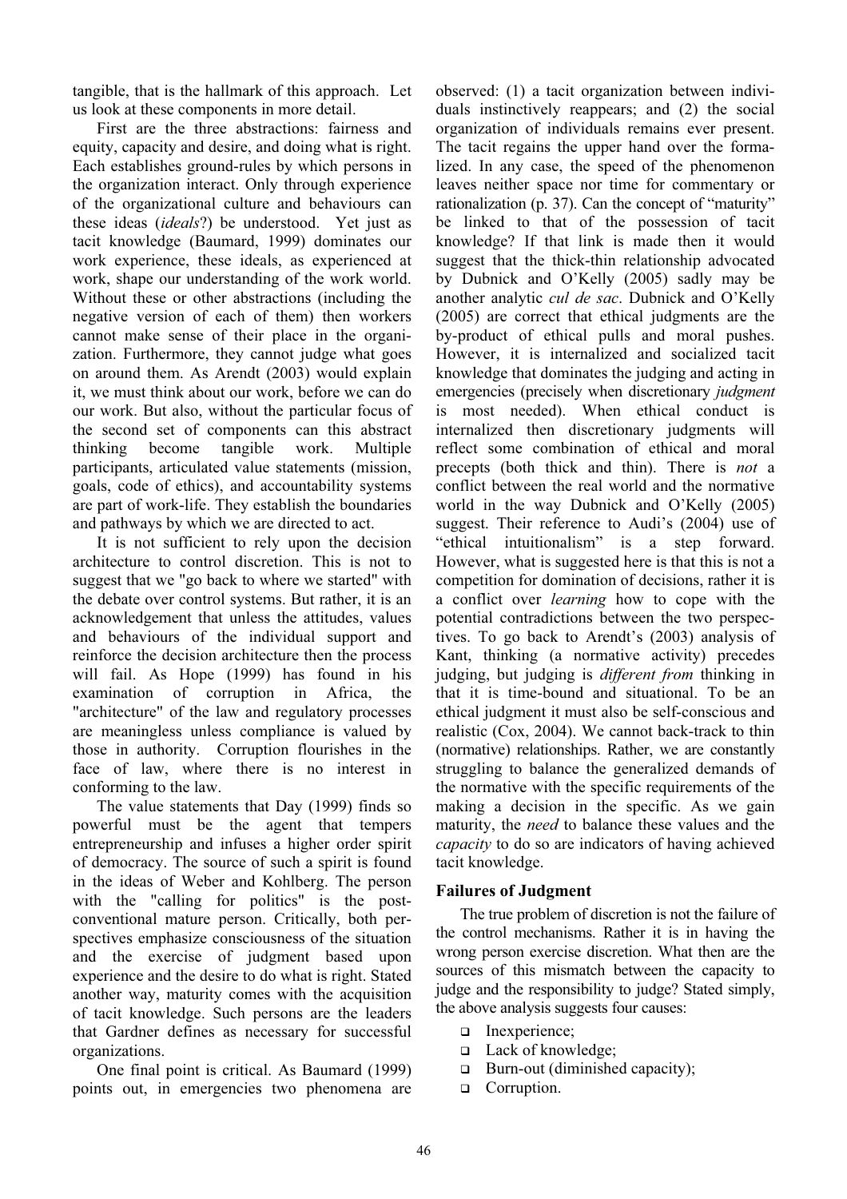tangible, that is the hallmark of this approach. Let us look at these components in more detail.

First are the three abstractions: fairness and equity, capacity and desire, and doing what is right. Each establishes ground-rules by which persons in the organization interact. Only through experience of the organizational culture and behaviours can these ideas (*ideals*?) be understood. Yet just as tacit knowledge (Baumard, 1999) dominates our work experience, these ideals, as experienced at work, shape our understanding of the work world. Without these or other abstractions (including the negative version of each of them) then workers cannot make sense of their place in the organization. Furthermore, they cannot judge what goes on around them. As Arendt (2003) would explain it, we must think about our work, before we can do our work. But also, without the particular focus of the second set of components can this abstract thinking become tangible work. Multiple participants, articulated value statements (mission, goals, code of ethics), and accountability systems are part of work-life. They establish the boundaries and pathways by which we are directed to act.

It is not sufficient to rely upon the decision architecture to control discretion. This is not to suggest that we "go back to where we started" with the debate over control systems. But rather, it is an acknowledgement that unless the attitudes, values and behaviours of the individual support and reinforce the decision architecture then the process will fail. As Hope (1999) has found in his examination of corruption in Africa, the "architecture" of the law and regulatory processes are meaningless unless compliance is valued by those in authority. Corruption flourishes in the face of law, where there is no interest in conforming to the law.

The value statements that Day (1999) finds so powerful must be the agent that tempers entrepreneurship and infuses a higher order spirit of democracy. The source of such a spirit is found in the ideas of Weber and Kohlberg. The person with the "calling for politics" is the post-conventional mature person. Critically, both perspectives emphasize consciousness of the situation and the exercise of judgment based upon experience and the desire to do what is right. Stated another way, maturity comes with the acquisition of tacit knowledge. Such persons are the leaders that Gardner defines as necessary for successful organizations.

One final point is critical. As Baumard (1999) points out, in emergencies two phenomena are observed: (1) a tacit organization between individuals instinctively reappears; and (2) the social organization of individuals remains ever present. The tacit regains the upper hand over the formalized. In any case, the speed of the phenomenon leaves neither space nor time for commentary or rationalization (p. 37). Can the concept of "maturity" be linked to that of the possession of tacit knowledge? If that link is made then it would suggest that the thick-thin relationship advocated by Dubnick and O'Kelly (2005) sadly may be another analytic *cul de sac*. Dubnick and O'Kelly (2005) are correct that ethical judgments are the by-product of ethical pulls and moral pushes. However, it is internalized and socialized tacit knowledge that dominates the judging and acting in emergencies (precisely when discretionary *judgment* is most needed). When ethical conduct is internalized then discretionary judgments will reflect some combination of ethical and moral precepts (both thick and thin). There is *not* a conflict between the real world and the normative world in the way Dubnick and O'Kelly (2005) suggest. Their reference to Audi's (2004) use of "ethical intuitionalism" is a step forward. However, what is suggested here is that this is not a competition for domination of decisions, rather it is a conflict over *learning* how to cope with the potential contradictions between the two perspectives. To go back to Arendt's (2003) analysis of Kant, thinking (a normative activity) precedes judging, but judging is *different from* thinking in that it is time-bound and situational. To be an ethical judgment it must also be self-conscious and realistic (Cox, 2004). We cannot back-track to thin (normative) relationships. Rather, we are constantly struggling to balance the generalized demands of the normative with the specific requirements of the making a decision in the specific. As we gain maturity, the *need* to balance these values and the *capacity* to do so are indicators of having achieved tacit knowledge.

## Failures of Judgment

The true problem of discretion is not the failure of the control mechanisms. Rather it is in having the wrong person exercise discretion. What then are the sources of this mismatch between the capacity to judge and the responsibility to judge? Stated simply, the above analysis suggests four causes:

- Inexperience;
- Lack of knowledge;
- Burn-out (diminished capacity);
- Corruption.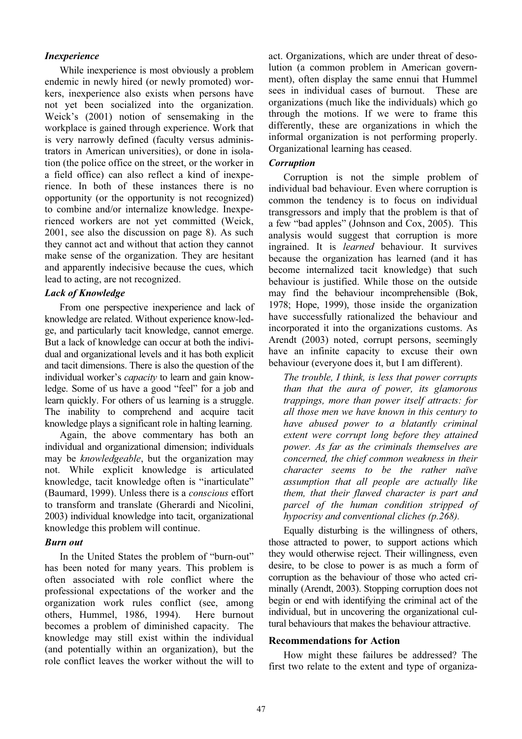### *Inexperience*

While inexperience is most obviously a problem endemic in newly hired (or newly promoted) workers, inexperience also exists when persons have not yet been socialized into the organization. Weick's (2001) notion of sensemaking in the workplace is gained through experience. Work that is very narrowly defined (faculty versus administrators in American universities), or done in isolation (the police office on the street, or the worker in a field office) can also reflect a kind of inexperience. In both of these instances there is no opportunity (or the opportunity is not recognized) to combine and/or internalize knowledge. Inexperienced workers are not yet committed (Weick, 2001, see also the discussion on page 8). As such they cannot act and without that action they cannot make sense of the organization. They are hesitant and apparently indecisive because the cues, which lead to acting, are not recognized.

### *Lack of Knowledge*

From one perspective inexperience and lack of knowledge are related. Without experience knowledge, and particularly tacit knowledge, cannot emerge. But a lack of knowledge can occur at both the individual and organizational levels and it has both explicit and tacit dimensions. There is also the question of the individual worker's *capacity* to learn and gain knowledge. Some of us have a good "feel" for a job and learn quickly. For others of us learning is a struggle. The inability to comprehend and acquire tacit knowledge plays a significant role in halting learning.

Again, the above commentary has both an individual and organizational dimension; individuals may be *knowledgeable*, but the organization may not. While explicit knowledge is articulated knowledge, tacit knowledge often is "inarticulate" (Baumard, 1999). Unless there is a *conscious* effort to transform and translate (Gherardi and Nicolini, 2003) individual knowledge into tacit, organizational knowledge this problem will continue.

### *Burn out*

In the United States the problem of "burn-out" has been noted for many years. This problem is often associated with role conflict where the professional expectations of the worker and the organization work rules conflict (see, among others, Hummel, 1986, 1994). Here burnout becomes a problem of diminished capacity. The knowledge may still exist within the individual (and potentially within an organization), but the role conflict leaves the worker without the will to act. Organizations, which are under threat of desolution (a common problem in American government), often display the same ennui that Hummel sees in individual cases of burnout. These are organizations (much like the individuals) which go through the motions. If we were to frame this differently, these are organizations in which the informal organization is not performing properly. Organizational learning has ceased.

### *Corruption*

Corruption is not the simple problem of individual bad behaviour. Even where corruption is common the tendency is to focus on individual transgressors and imply that the problem is that of a few "bad apples" (Johnson and Cox, 2005). This analysis would suggest that corruption is more ingrained. It is *learned* behaviour. It survives because the organization has learned (and it has become internalized tacit knowledge) that such behaviour is justified. While those on the outside may find the behaviour incomprehensible (Bok, 1978; Hope, 1999), those inside the organization have successfully rationalized the behaviour and incorporated it into the organizations customs. As Arendt (2003) noted, corrupt persons, seemingly have an infinite capacity to excuse their own behaviour (everyone does it, but I am different).

> *The trouble, I think, is less that power corrupts than that the aura of power, its glamorous trappings, more than power itself attracts: for all those men we have known in this century to have abused power to a blatantly criminal extent were corrupt long before they attained power. As far as the criminals themselves are concerned, the chief common weakness in their character seems to be the rather naïve assumption that all people are actually like them, that their flawed character is part and parcel of the human condition stripped of hypocrisy and conventional cliches (p.268).*

Equally disturbing is the willingness of others, those attracted to power, to support actions which they would otherwise reject. Their willingness, even desire, to be close to power is as much a form of corruption as the behaviour of those who acted criminally (Arendt, 2003). Stopping corruption does not begin or end with identifying the criminal act of the individual, but in uncovering the organizational cultural behaviours that makes the behaviour attractive.

## Recommendations for Action

How might these failures be addressed? The first two relate to the extent and type of organiza-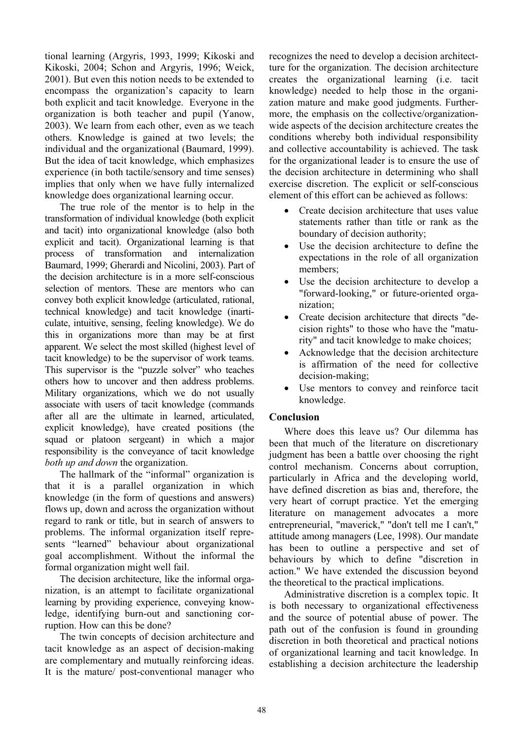tional learning (Argyris, 1993, 1999; Kikoski and Kikoski, 2004; Schon and Argyris, 1996; Weick, 2001). But even this notion needs to be extended to encompass the organization's capacity to learn both explicit and tacit knowledge. Everyone in the organization is both teacher and pupil (Yanow, 2003). We learn from each other, even as we teach others. Knowledge is gained at two levels; the individual and the organizational (Baumard, 1999). But the idea of tacit knowledge, which emphasizes experience (in both tactile/sensory and time senses) implies that only when we have fully internalized knowledge does organizational learning occur.

The true role of the mentor is to help in the transformation of individual knowledge (both explicit and tacit) into organizational knowledge (also both explicit and tacit). Organizational learning is that process of transformation and internalization Baumard, 1999; Gherardi and Nicolini, 2003). Part of the decision architecture is in a more self-conscious selection of mentors. These are mentors who can convey both explicit knowledge (articulated, rational, technical knowledge) and tacit knowledge (inarticulate, intuitive, sensing, feeling knowledge). We do this in organizations more than may be at first apparent. We select the most skilled (highest level of tacit knowledge) to be the supervisor of work teams. This supervisor is the "puzzle solver" who teaches others how to uncover and then address problems. Military organizations, which we do not usually associate with users of tacit knowledge (commands after all are the ultimate in learned, articulated, explicit knowledge), have created positions (the squad or platoon sergeant) in which a major responsibility is the conveyance of tacit knowledge *both up and down* the organization.

The hallmark of the "informal" organization is that it is a parallel organization in which knowledge (in the form of questions and answers) flows up, down and across the organization without regard to rank or title, but in search of answers to problems. The informal organization itself represents "learned" behaviour about organizational goal accomplishment. Without the informal the formal organization might well fail.

The decision architecture, like the informal organization, is an attempt to facilitate organizational learning by providing experience, conveying knowledge, identifying burn-out and sanctioning corruption. How can this be done?

The twin concepts of decision architecture and tacit knowledge as an aspect of decision-making are complementary and mutually reinforcing ideas. It is the mature/ post-conventional manager who recognizes the need to develop a decision architecture for the organization. The decision architecture creates the organizational learning (i.e. tacit knowledge) needed to help those in the organization mature and make good judgments. Furthermore, the emphasis on the collective/organization-wide aspects of the decision architecture creates the conditions whereby both individual responsibility and collective accountability is achieved. The task for the organizational leader is to ensure the use of the decision architecture in determining who shall exercise decision. The explicit or self-conscious element of this effort can be achieved as follows:

- Create decision architecture that uses value statements rather than title or rank as the boundary of decision authority;
- Use the decision architecture to define the expectations in the role of all organization members;
- Use the decision architecture to develop a "forward-looking," or future-oriented organization;
- Create decision architecture that directs "decision rights" to those who have the "maturity" and tacit knowledge to make choices;
- Acknowledge that the decision architecture is affirmation of the need for collective decision-making;
- Use mentors to convey and reinforce tacit knowledge.

## Conclusion

Where does this leave us? Our dilemma has been that much of the literature on discretionary judgment has been a battle over choosing the right control mechanism. Concerns about corruption, particularly in Africa and the developing world, have defined discretion as bias and, therefore, the very heart of corrupt practice. Yet the emerging literature on management advocates a more entrepreneurial, "maverick," "don't tell me I can't," attitude among managers (Lee, 1998). Our mandate has been to outline a perspective and set of behaviours by which to define "discretion in action." We have extended the discussion beyond the theoretical to the practical implications.

Administrative discretion is a complex topic. It is both necessary to organizational effectiveness and the source of potential abuse of power. The path out of the confusion is found in grounding discretion in both theoretical and practical notions of organizational learning and tacit knowledge. In establishing a decision architecture the leadership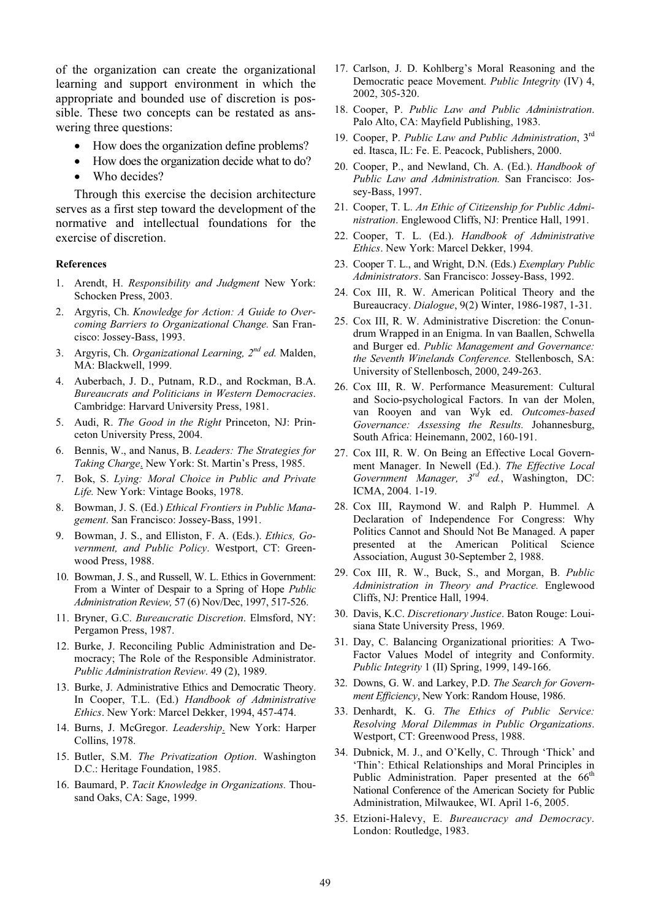of the organization can create the organizational learning and support environment in which the appropriate and bounded use of discretion is possible. These two concepts can be restated as answering three questions:

- How does the organization define problems?
- How does the organization decide what to do?
- Who decides?

Through this exercise the decision architecture serves as a first step toward the development of the normative and intellectual foundations for the exercise of discretion.

#### References

1. Arendt, H. *Responsibility and Judgment* New York: Schocken Press, 2003.
2. Argyris, Ch. *Knowledge for Action: A Guide to Overcoming Barriers to Organizational Change.* San Francisco: Jossey-Bass, 1993.
3. Argyris, Ch. *Organizational Learning, 2nd ed.* Malden, MA: Blackwell, 1999.
4. Auberbach, J. D., Putnam, R.D., and Rockman, B.A. *Bureaucrats and Politicians in Western Democracies*. Cambridge: Harvard University Press, 1981.
5. Audi, R. *The Good in the Right* Princeton, NJ: Princeton University Press, 2004.
6. Bennis, W., and Nanus, B. *Leaders: The Strategies for Taking Charge*. New York: St. Martin's Press, 1985.
7. Bok, S. *Lying: Moral Choice in Public and Private Life.* New York: Vintage Books, 1978.
8. Bowman, J. S. (Ed.) *Ethical Frontiers in Public Management*. San Francisco: Jossey-Bass, 1991.
9. Bowman, J. S., and Elliston, F. A. (Eds.). *Ethics, Government, and Public Policy*. Westport, CT: Greenwood Press, 1988.
10. Bowman, J. S., and Russell, W. L. Ethics in Government: From a Winter of Despair to a Spring of Hope *Public Administration Review,* 57 (6) Nov/Dec, 1997, 517-526.
11. Bryner, G.C. *Bureaucratic Discretion*. Elmsford, NY: Pergamon Press, 1987.
12. Burke, J. Reconciling Public Administration and Democracy; The Role of the Responsible Administrator. *Public Administration Review*. 49 (2), 1989.
13. Burke, J. Administrative Ethics and Democratic Theory. In Cooper, T.L. (Ed.) *Handbook of Administrative Ethics*. New York: Marcel Dekker, 1994, 457-474.
14. Burns, J. McGregor. *Leadership*. New York: Harper Collins, 1978.
15. Butler, S.M. *The Privatization Option*. Washington D.C.: Heritage Foundation, 1985.
16. Baumard, P. *Tacit Knowledge in Organizations.* Thousand Oaks, CA: Sage, 1999.
17. Carlson, J. D. Kohlberg's Moral Reasoning and the Democratic peace Movement. *Public Integrity* (IV) 4, 2002, 305-320.
18. Cooper, P. *Public Law and Public Administration*. Palo Alto, CA: Mayfield Publishing, 1983.
19. Cooper, P. *Public Law and Public Administration*, 3rd ed. Itasca, IL: Fe. E. Peacock, Publishers, 2000.
20. Cooper, P., and Newland, Ch. A. (Ed.). *Handbook of Public Law and Administration.* San Francisco: Jossey-Bass, 1997.
21. Cooper, T. L. *An Ethic of Citizenship for Public Administration*. Englewood Cliffs, NJ: Prentice Hall, 1991.
22. Cooper, T. L. (Ed.). *Handbook of Administrative Ethics*. New York: Marcel Dekker, 1994.
23. Cooper T. L., and Wright, D.N. (Eds.) *Exemplary Public Administrators*. San Francisco: Jossey-Bass, 1992.
24. Cox III, R. W. American Political Theory and the Bureaucracy. *Dialogue*, 9(2) Winter, 1986-1987, 1-31.
25. Cox III, R. W. Administrative Discretion: the Conundrum Wrapped in an Enigma. In van Baallen, Schwella and Burger ed. *Public Management and Governance: the Seventh Winelands Conference.* Stellenbosch, SA: University of Stellenbosch, 2000, 249-263.
26. Cox III, R. W. Performance Measurement: Cultural and Socio-psychological Factors. In van der Molen, van Rooyen and van Wyk ed. *Outcomes-based Governance: Assessing the Results.* Johannesburg, South Africa: Heinemann, 2002, 160-191.
27. Cox III, R. W. On Being an Effective Local Government Manager. In Newell (Ed.). *The Effective Local Government Manager, 3rd ed.*, Washington, DC: ICMA, 2004. 1-19.
28. Cox III, Raymond W. and Ralph P. Hummel. A Declaration of Independence For Congress: Why Politics Cannot and Should Not Be Managed. A paper presented at the American Political Science Association, August 30-September 2, 1988.
29. Cox III, R. W., Buck, S., and Morgan, B. *Public Administration in Theory and Practice.* Englewood Cliffs, NJ: Prentice Hall, 1994.
30. Davis, K.C. *Discretionary Justice*. Baton Rouge: Louisiana State University Press, 1969.
31. Day, C. Balancing Organizational priorities: A Two-Factor Values Model of integrity and Conformity. *Public Integrity* 1 (II) Spring, 1999, 149-166.
32. Downs, G. W. and Larkey, P.D. *The Search for Government Efficiency*, New York: Random House, 1986.
33. Denhardt, K. G. *The Ethics of Public Service: Resolving Moral Dilemmas in Public Organizations*. Westport, CT: Greenwood Press, 1988.
34. Dubnick, M. J., and O'Kelly, C. Through 'Thick' and 'Thin': Ethical Relationships and Moral Principles in Public Administration. Paper presented at the 66th National Conference of the American Society for Public Administration, Milwaukee, WI. April 1-6, 2005.
35. Etzioni-Halevy, E. *Bureaucracy and Democracy*. London: Routledge, 1983.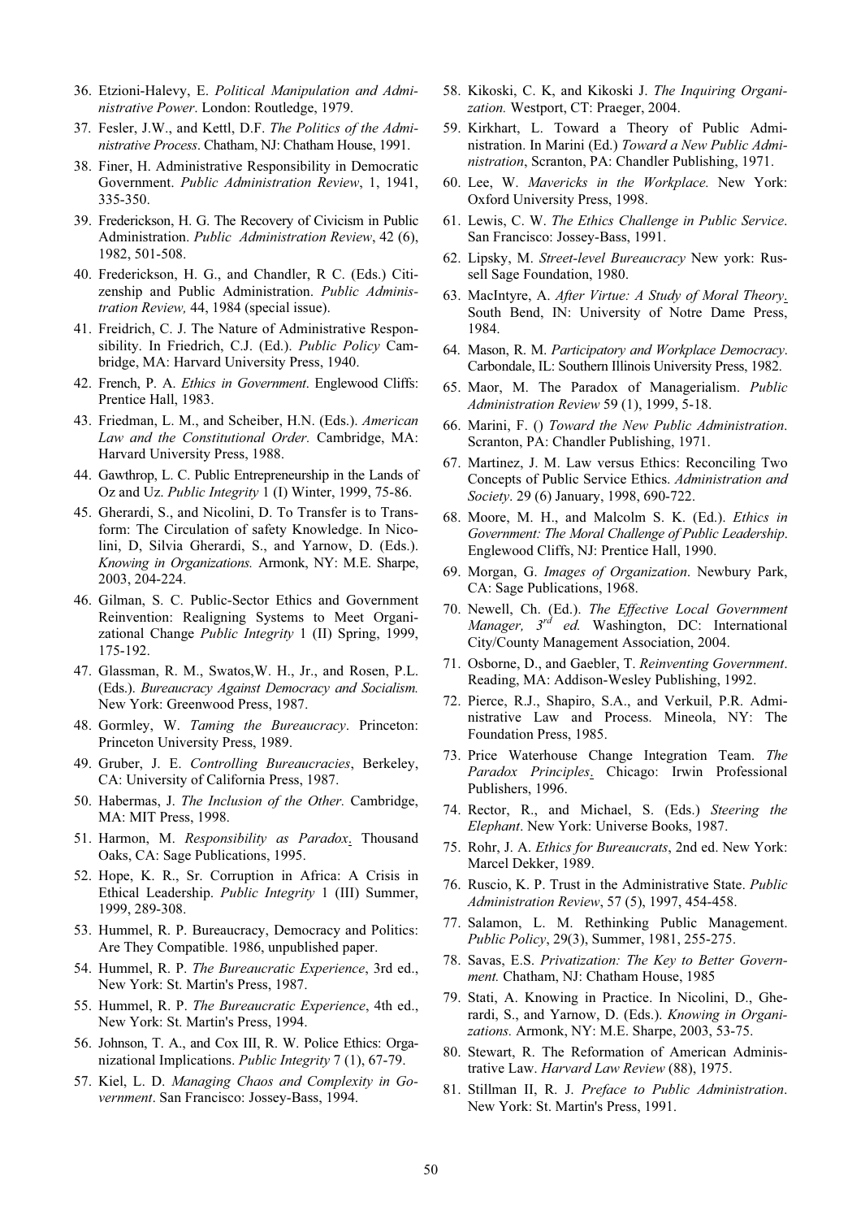36. Etzioni-Halevy, E. *Political Manipulation and Administrative Power*. London: Routledge, 1979.
37. Fesler, J.W., and Kettl, D.F. *The Politics of the Administrative Process*. Chatham, NJ: Chatham House, 1991.
38. Finer, H. Administrative Responsibility in Democratic Government. *Public Administration Review*, 1, 1941, 335-350.
39. Frederickson, H. G. The Recovery of Civicism in Public Administration. *Public Administration Review*, 42 (6), 1982, 501-508.
40. Frederickson, H. G., and Chandler, R C. (Eds.) Citizenship and Public Administration. *Public Administration Review,* 44, 1984 (special issue).
41. Freidrich, C. J. The Nature of Administrative Responsibility. In Friedrich, C.J. (Ed.). *Public Policy* Cambridge, MA: Harvard University Press, 1940.
42. French, P. A. *Ethics in Government*. Englewood Cliffs: Prentice Hall, 1983.
43. Friedman, L. M., and Scheiber, H.N. (Eds.). *American Law and the Constitutional Order*. Cambridge, MA: Harvard University Press, 1988.
44. Gawthrop, L. C. Public Entrepreneurship in the Lands of Oz and Uz. *Public Integrity* 1 (I) Winter, 1999, 75-86.
45. Gherardi, S., and Nicolini, D. To Transfer is to Transform: The Circulation of safety Knowledge. In Nicolini, D, Silvia Gherardi, S., and Yarnow, D. (Eds.). *Knowing in Organizations.* Armonk, NY: M.E. Sharpe, 2003, 204-224.
46. Gilman, S. C. Public-Sector Ethics and Government Reinvention: Realigning Systems to Meet Organizational Change *Public Integrity* 1 (II) Spring, 1999, 175-192.
47. Glassman, R. M., Swatos,W. H., Jr., and Rosen, P.L. (Eds.). *Bureaucracy Against Democracy and Socialism.* New York: Greenwood Press, 1987.
48. Gormley, W. *Taming the Bureaucracy*. Princeton: Princeton University Press, 1989.
49. Gruber, J. E. *Controlling Bureaucracies*, Berkeley, CA: University of California Press, 1987.
50. Habermas, J. *The Inclusion of the Other.* Cambridge, MA: MIT Press, 1998.
51. Harmon, M. *Responsibility as Paradox*. Thousand Oaks, CA: Sage Publications, 1995.
52. Hope, K. R., Sr. Corruption in Africa: A Crisis in Ethical Leadership. *Public Integrity* 1 (III) Summer, 1999, 289-308.
53. Hummel, R. P. Bureaucracy, Democracy and Politics: Are They Compatible. 1986, unpublished paper.
54. Hummel, R. P. *The Bureaucratic Experience*, 3rd ed., New York: St. Martin's Press, 1987.
55. Hummel, R. P. *The Bureaucratic Experience*, 4th ed., New York: St. Martin's Press, 1994.
56. Johnson, T. A., and Cox III, R. W. Police Ethics: Organizational Implications. *Public Integrity* 7 (1), 67-79.
57. Kiel, L. D. *Managing Chaos and Complexity in Government*. San Francisco: Jossey-Bass, 1994.
58. Kikoski, C. K, and Kikoski J. *The Inquiring Organization.* Westport, CT: Praeger, 2004.
59. Kirkhart, L. Toward a Theory of Public Administration. In Marini (Ed.) *Toward a New Public Administration*, Scranton, PA: Chandler Publishing, 1971.
60. Lee, W. *Mavericks in the Workplace.* New York: Oxford University Press, 1998.
61. Lewis, C. W. *The Ethics Challenge in Public Service*. San Francisco: Jossey-Bass, 1991.
62. Lipsky, M. *Street-level Bureaucracy* New york: Russell Sage Foundation, 1980.
63. MacIntyre, A. *After Virtue: A Study of Moral Theory*. South Bend, IN: University of Notre Dame Press, 1984.
64. Mason, R. M. *Participatory and Workplace Democracy*. Carbondale, IL: Southern Illinois University Press, 1982.
65. Maor, M. The Paradox of Managerialism. *Public Administration Review* 59 (1), 1999, 5-18.
66. Marini, F. () *Toward the New Public Administration*. Scranton, PA: Chandler Publishing, 1971.
67. Martinez, J. M. Law versus Ethics: Reconciling Two Concepts of Public Service Ethics. *Administration and Society*. 29 (6) January, 1998, 690-722.
68. Moore, M. H., and Malcolm S. K. (Ed.). *Ethics in Government: The Moral Challenge of Public Leadership*. Englewood Cliffs, NJ: Prentice Hall, 1990.
69. Morgan, G. *Images of Organization*. Newbury Park, CA: Sage Publications, 1968.
70. Newell, Ch. (Ed.). *The Effective Local Government Manager, 3rd ed.* Washington, DC: International City/County Management Association, 2004.
71. Osborne, D., and Gaebler, T. *Reinventing Government*. Reading, MA: Addison-Wesley Publishing, 1992.
72. Pierce, R.J., Shapiro, S.A., and Verkuil, P.R. Administrative Law and Process. Mineola, NY: The Foundation Press, 1985.
73. Price Waterhouse Change Integration Team. *The Paradox Principles*. Chicago: Irwin Professional Publishers, 1996.
74. Rector, R., and Michael, S. (Eds.) *Steering the Elephant*. New York: Universe Books, 1987.
75. Rohr, J. A. *Ethics for Bureaucrats*, 2nd ed. New York: Marcel Dekker, 1989.
76. Ruscio, K. P. Trust in the Administrative State. *Public Administration Review*, 57 (5), 1997, 454-458.
77. Salamon, L. M. Rethinking Public Management. *Public Policy*, 29(3), Summer, 1981, 255-275.
78. Savas, E.S. *Privatization: The Key to Better Government.* Chatham, NJ: Chatham House, 1985
79. Stati, A. Knowing in Practice. In Nicolini, D., Gherardi, S., and Yarnow, D. (Eds.). *Knowing in Organizations.* Armonk, NY: M.E. Sharpe, 2003, 53-75.
80. Stewart, R. The Reformation of American Administrative Law. *Harvard Law Review* (88), 1975.
81. Stillman II, R. J. *Preface to Public Administration*. New York: St. Martin's Press, 1991.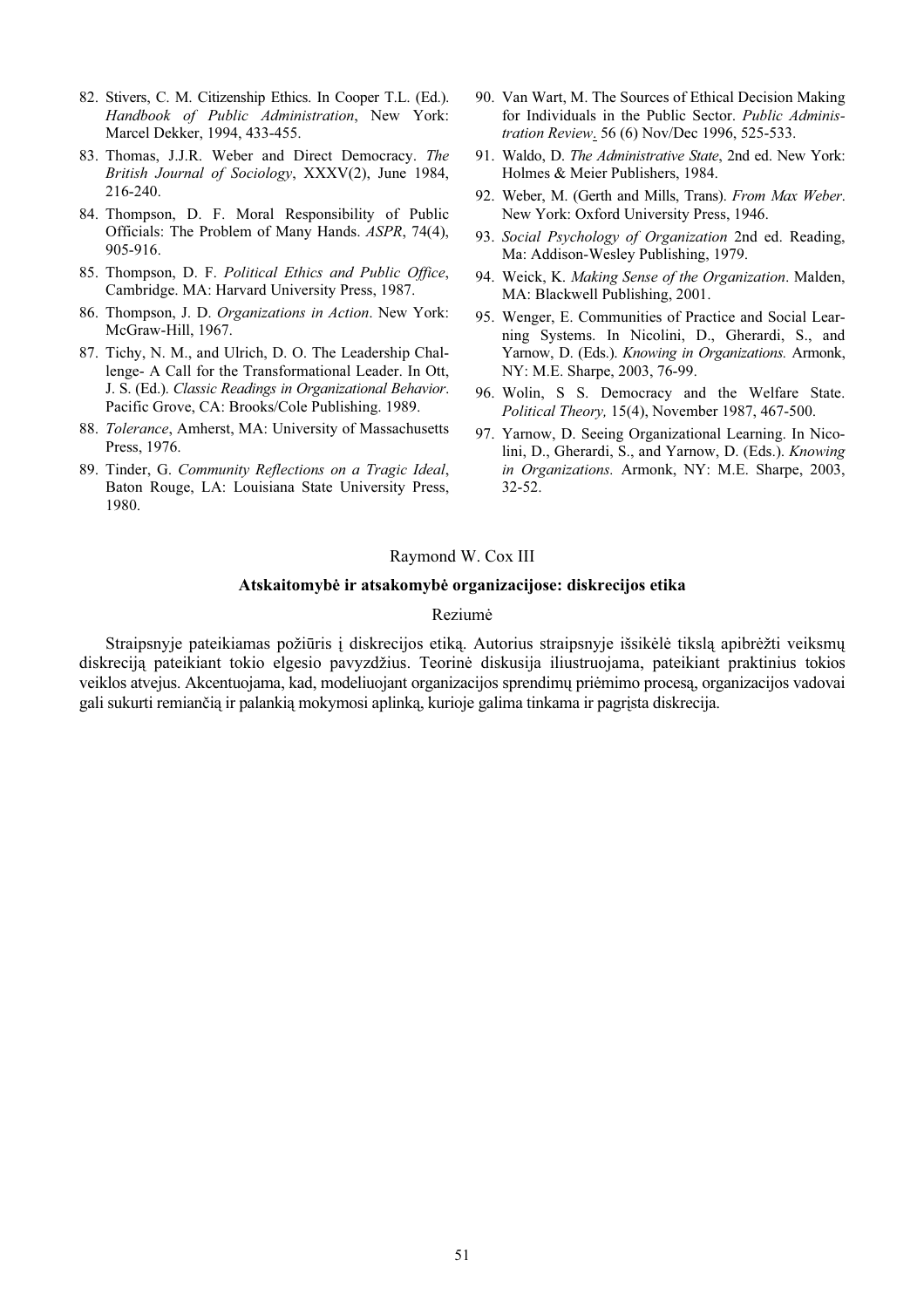82. Stivers, C. M. Citizenship Ethics. In Cooper T.L. (Ed.). *Handbook of Public Administration*, New York: Marcel Dekker, 1994, 433-455.
83. Thomas, J.J.R. Weber and Direct Democracy. *The British Journal of Sociology*, XXXV(2), June 1984, 216-240.
84. Thompson, D. F. Moral Responsibility of Public Officials: The Problem of Many Hands. *ASPR*, 74(4), 905-916.
85. Thompson, D. F. *Political Ethics and Public Office*, Cambridge. MA: Harvard University Press, 1987.
86. Thompson, J. D. *Organizations in Action*. New York: McGraw-Hill, 1967.
87. Tichy, N. M., and Ulrich, D. O. The Leadership Challenge- A Call for the Transformational Leader. In Ott, J. S. (Ed.). *Classic Readings in Organizational Behavior*. Pacific Grove, CA: Brooks/Cole Publishing. 1989.
88. *Tolerance*, Amherst, MA: University of Massachusetts Press, 1976.
89. Tinder, G. *Community Reflections on a Tragic Ideal*, Baton Rouge, LA: Louisiana State University Press, 1980.
90. Van Wart, M. The Sources of Ethical Decision Making for Individuals in the Public Sector. *Public Administration Review*. 56 (6) Nov/Dec 1996, 525-533.
91. Waldo, D. *The Administrative State*, 2nd ed. New York: Holmes & Meier Publishers, 1984.
92. Weber, M. (Gerth and Mills, Trans). *From Max Weber*. New York: Oxford University Press, 1946.
93. *Social Psychology of Organization* 2nd ed. Reading, Ma: Addison-Wesley Publishing, 1979.
94. Weick, K. *Making Sense of the Organization*. Malden, MA: Blackwell Publishing, 2001.
95. Wenger, E. Communities of Practice and Social Learning Systems. In Nicolini, D., Gherardi, S., and Yarnow, D. (Eds.). *Knowing in Organizations.* Armonk, NY: M.E. Sharpe, 2003, 76-99.
96. Wolin, S S. Democracy and the Welfare State. *Political Theory,* 15(4), November 1987, 467-500.
97. Yarnow, D. Seeing Organizational Learning. In Nicolini, D., Gherardi, S., and Yarnow, D. (Eds.). *Knowing in Organizations.* Armonk, NY: M.E. Sharpe, 2003, 32-52.

Raymond W. Cox III

**Atskaitomybė ir atsakomybė organizacijose: diskrecijos etika**

Reziumė

Straipsnyje pateikiamas požiūris į diskrecijos etiką. Autorius straipsnyje išsikėlė tikslą apibrėžti veiksmų diskreciją pateikiant tokio elgesio pavyzdžius. Teorinė diskusija iliustruojama, pateikiant praktinius tokios veiklos atvejus. Akcentuojama, kad, modeliuojant organizacijos sprendimų priėmimo procesą, organizacijos vadovai gali sukurti remiančią ir palankią mokymosi aplinką, kurioje galima tinkama ir pagrįsta diskrecija.